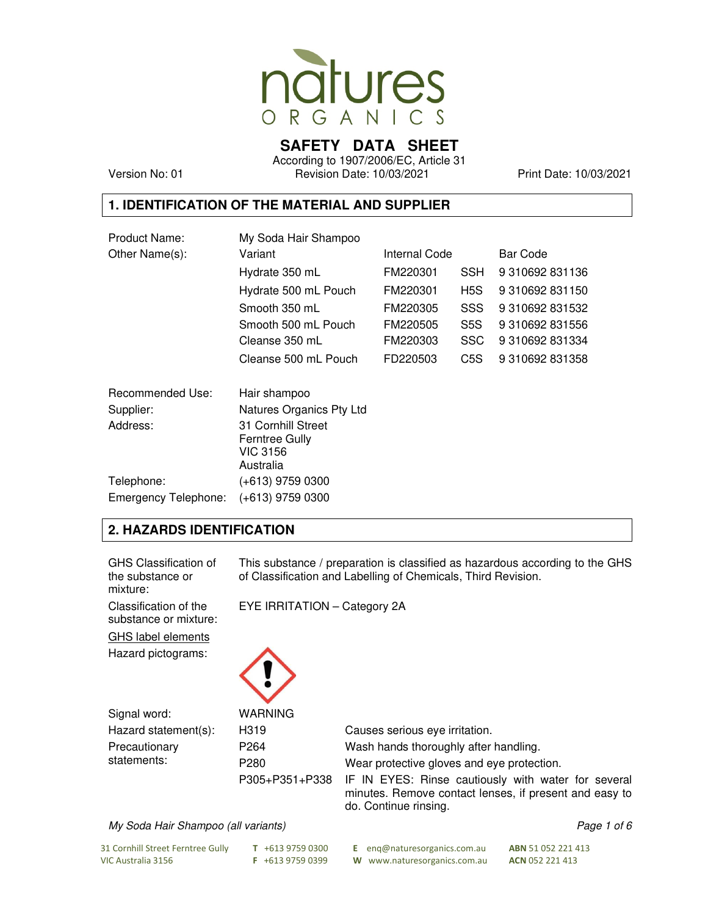# SAFETY DATA SHEET

According to 1907/2006/EC, Article 31

Version No: 01 | Revision Date: 10/03/2021 | Print Date: 10/03/2021

## 1. IDENTIFICATION OF THE MATERIAL AND SUPPLIER

| | | | | |
|---|---|---|---|---|
| Product Name: | My Soda Hair Shampoo | | | |
| Other Name(s): | Variant | Internal Code | | Bar Code |
| | Hydrate 350 mL | FM220301 | SSH | 9 310692 831136 |
| | Hydrate 500 mL Pouch | FM220301 | H5S | 9 310692 831150 |
| | Smooth 350 mL | FM220305 | SSS | 9 310692 831532 |
| | Smooth 500 mL Pouch | FM220505 | S5S | 9 310692 831556 |
| | Cleanse 350 mL | FM220303 | SSC | 9 310692 831334 |
| | Cleanse 500 mL Pouch | FD220503 | C5S | 9 310692 831358 |

Recommended Use: Hair shampoo

Supplier: Natures Organics Pty Ltd

Address: 31 Cornhill Street
Ferntree Gully
VIC 3156
Australia

Telephone: (+613) 9759 0300

Emergency Telephone: (+613) 9759 0300

## 2. HAZARDS IDENTIFICATION

GHS Classification of the substance or mixture: This substance / preparation is classified as hazardous according to the GHS of Classification and Labelling of Chemicals, Third Revision.

Classification of the substance or mixture: EYE IRRITATION – Category 2A

GHS label elements

Hazard pictograms:

Signal word: WARNING

| | | |
|---|---|---|
| Hazard statement(s): | H319 | Causes serious eye irritation. |
| Precautionary statements: | P264 | Wash hands thoroughly after handling. |
| | P280 | Wear protective gloves and eye protection. |
| | P305+P351+P338 | IF IN EYES: Rinse cautiously with water for several minutes. Remove contact lenses, if present and easy to do. Continue rinsing. |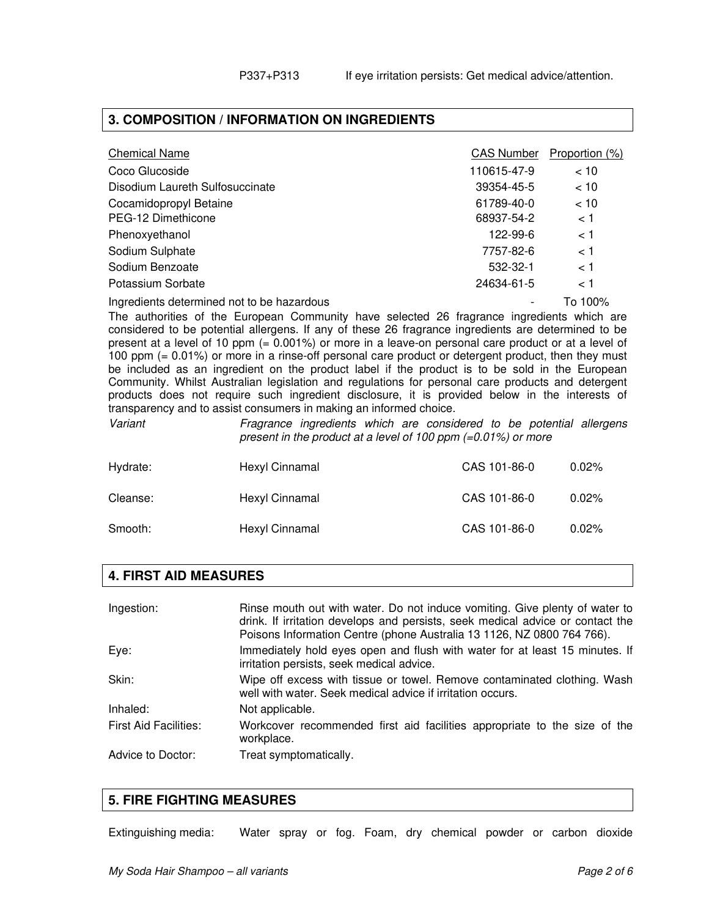P337+P313 If eye irritation persists: Get medical advice/attention.

## 3. COMPOSITION / INFORMATION ON INGREDIENTS

| Chemical Name | CAS Number | Proportion (%) |
|---|---|---|
| Coco Glucoside | 110615-47-9 | < 10 |
| Disodium Laureth Sulfosuccinate | 39354-45-5 | < 10 |
| Cocamidopropyl Betaine | 61789-40-0 | < 10 |
| PEG-12 Dimethicone | 68937-54-2 | < 1 |
| Phenoxyethanol | 122-99-6 | < 1 |
| Sodium Sulphate | 7757-82-6 | < 1 |
| Sodium Benzoate | 532-32-1 | < 1 |
| Potassium Sorbate | 24634-61-5 | < 1 |
| Ingredients determined not to be hazardous | - | To 100% |

The authorities of the European Community have selected 26 fragrance ingredients which are considered to be potential allergens. If any of these 26 fragrance ingredients are determined to be present at a level of 10 ppm (= 0.001%) or more in a leave-on personal care product or at a level of 100 ppm (= 0.01%) or more in a rinse-off personal care product or detergent product, then they must be included as an ingredient on the product label if the product is to be sold in the European Community. Whilst Australian legislation and regulations for personal care products and detergent products does not require such ingredient disclosure, it is provided below in the interests of transparency and to assist consumers in making an informed choice.

| *Variant* | *Fragrance ingredients which are considered to be potential allergens present in the product at a level of 100 ppm (=0.01%) or more* | | |
|---|---|---|---|
| Hydrate: | Hexyl Cinnamal | CAS 101-86-0 | 0.02% |
| Cleanse: | Hexyl Cinnamal | CAS 101-86-0 | 0.02% |
| Smooth: | Hexyl Cinnamal | CAS 101-86-0 | 0.02% |

## 4. FIRST AID MEASURES

| | |
|---|---|
| Ingestion: | Rinse mouth out with water. Do not induce vomiting. Give plenty of water to drink. If irritation develops and persists, seek medical advice or contact the Poisons Information Centre (phone Australia 13 1126, NZ 0800 764 766). |
| Eye: | Immediately hold eyes open and flush with water for at least 15 minutes. If irritation persists, seek medical advice. |
| Skin: | Wipe off excess with tissue or towel. Remove contaminated clothing. Wash well with water. Seek medical advice if irritation occurs. |
| Inhaled: | Not applicable. |
| First Aid Facilities: | Workcover recommended first aid facilities appropriate to the size of the workplace. |
| Advice to Doctor: | Treat symptomatically. |

## 5. FIRE FIGHTING MEASURES

Extinguishing media: Water spray or fog. Foam, dry chemical powder or carbon dioxide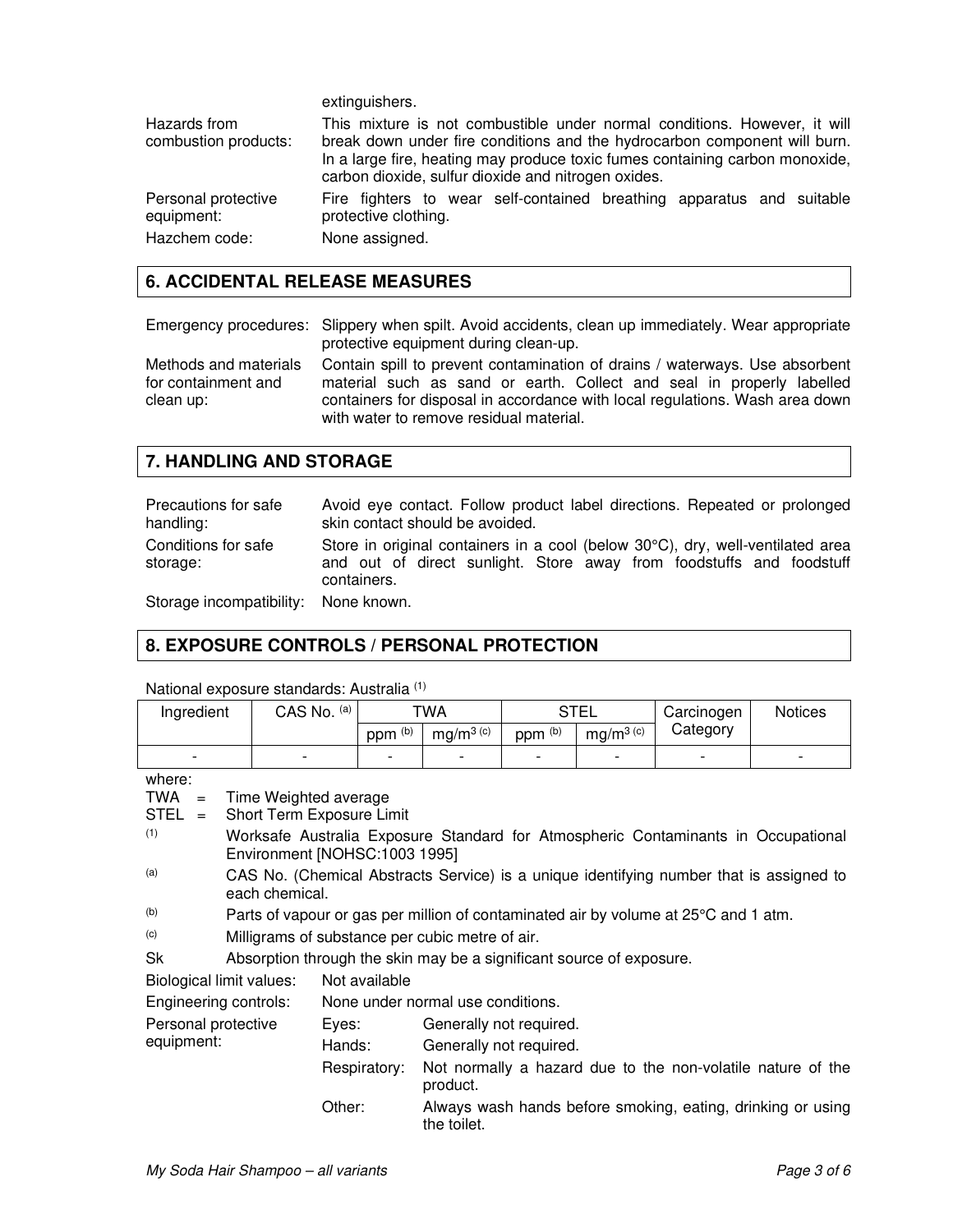| | |
|---|---|
| | extinguishers. |
| Hazards from combustion products: | This mixture is not combustible under normal conditions. However, it will break down under fire conditions and the hydrocarbon component will burn. In a large fire, heating may produce toxic fumes containing carbon monoxide, carbon dioxide, sulfur dioxide and nitrogen oxides. |
| Personal protective equipment: | Fire fighters to wear self-contained breathing apparatus and suitable protective clothing. |
| Hazchem code: | None assigned. |

## 6. ACCIDENTAL RELEASE MEASURES

| | |
|---|---|
| Emergency procedures: | Slippery when spilt. Avoid accidents, clean up immediately. Wear appropriate protective equipment during clean-up. |
| Methods and materials for containment and clean up: | Contain spill to prevent contamination of drains / waterways. Use absorbent material such as sand or earth. Collect and seal in properly labelled containers for disposal in accordance with local regulations. Wash area down with water to remove residual material. |

## 7. HANDLING AND STORAGE

| | |
|---|---|
| Precautions for safe handling: | Avoid eye contact. Follow product label directions. Repeated or prolonged skin contact should be avoided. |
| Conditions for safe storage: | Store in original containers in a cool (below 30°C), dry, well-ventilated area and out of direct sunlight. Store away from foodstuffs and foodstuff containers. |
| Storage incompatibility: | None known. |

## 8. EXPOSURE CONTROLS / PERSONAL PROTECTION

National exposure standards: Australia [1]

| Ingredient | CAS No. [a] | TWA | | STEL | | Carcinogen Category | Notices |
|---|---|---|---|---|---|---|---|
| | | ppm [b] | $mg/m^3$ [c] | ppm [b] | $mg/m^3$ [c] | | |
| - | - | - | - | - | - | - | - |

where:

TWA = Time Weighted average

STEL = Short Term Exposure Limit

[1] Worksafe Australia Exposure Standard for Atmospheric Contaminants in Occupational Environment [NOHSC:1003 1995]

[a] CAS No. (Chemical Abstracts Service) is a unique identifying number that is assigned to each chemical.

[b] Parts of vapour or gas per million of contaminated air by volume at 25°C and 1 atm.

[c] Milligrams of substance per cubic metre of air.

Sk Absorption through the skin may be a significant source of exposure.

| | | |
|---|---|---|
| Biological limit values: | Not available | |
| Engineering controls: | None under normal use conditions. | |
| Personal protective equipment: | Eyes: | Generally not required. |
| | Hands: | Generally not required. |
| | Respiratory: | Not normally a hazard due to the non-volatile nature of the product. |
| | Other: | Always wash hands before smoking, eating, drinking or using the toilet. |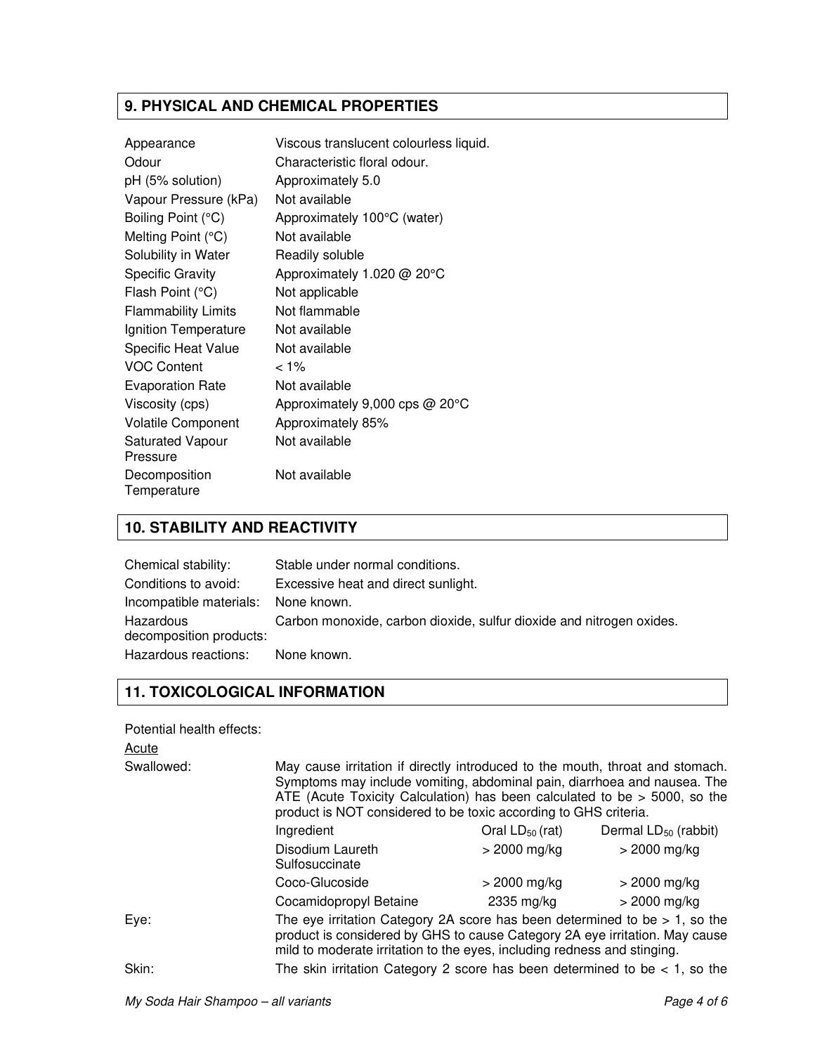## 9. PHYSICAL AND CHEMICAL PROPERTIES

| | |
|---|---|
| Appearance | Viscous translucent colourless liquid. |
| Odour | Characteristic floral odour. |
| pH (5% solution) | Approximately 5.0 |
| Vapour Pressure (kPa) | Not available |
| Boiling Point (°C) | Approximately 100°C (water) |
| Melting Point (°C) | Not available |
| Solubility in Water | Readily soluble |
| Specific Gravity | Approximately 1.020 @ 20°C |
| Flash Point (°C) | Not applicable |
| Flammability Limits | Not flammable |
| Ignition Temperature | Not available |
| Specific Heat Value | Not available |
| VOC Content | < 1% |
| Evaporation Rate | Not available |
| Viscosity (cps) | Approximately 9,000 cps @ 20°C |
| Volatile Component | Approximately 85% |
| Saturated Vapour Pressure | Not available |
| Decomposition Temperature | Not available |

## 10. STABILITY AND REACTIVITY

| | |
|---|---|
| Chemical stability: | Stable under normal conditions. |
| Conditions to avoid: | Excessive heat and direct sunlight. |
| Incompatible materials: | None known. |
| Hazardous decomposition products: | Carbon monoxide, carbon dioxide, sulfur dioxide and nitrogen oxides. |
| Hazardous reactions: | None known. |

## 11. TOXICOLOGICAL INFORMATION

Potential health effects:

Acute

**Swallowed:** May cause irritation if directly introduced to the mouth, throat and stomach. Symptoms may include vomiting, abdominal pain, diarrhoea and nausea. The ATE (Acute Toxicity Calculation) has been calculated to be > 5000, so the product is NOT considered to be toxic according to GHS criteria.

| Ingredient | Oral $LD_{50}$ (rat) | Dermal $LD_{50}$ (rabbit) |
|---|---|---|
| Disodium Laureth Sulfosuccinate | > 2000 mg/kg | > 2000 mg/kg |
| Coco-Glucoside | > 2000 mg/kg | > 2000 mg/kg |
| Cocamidopropyl Betaine | 2335 mg/kg | > 2000 mg/kg |

**Eye:** The eye irritation Category 2A score has been determined to be > 1, so the product is considered by GHS to cause Category 2A eye irritation. May cause mild to moderate irritation to the eyes, including redness and stinging.

**Skin:** The skin irritation Category 2 score has been determined to be < 1, so the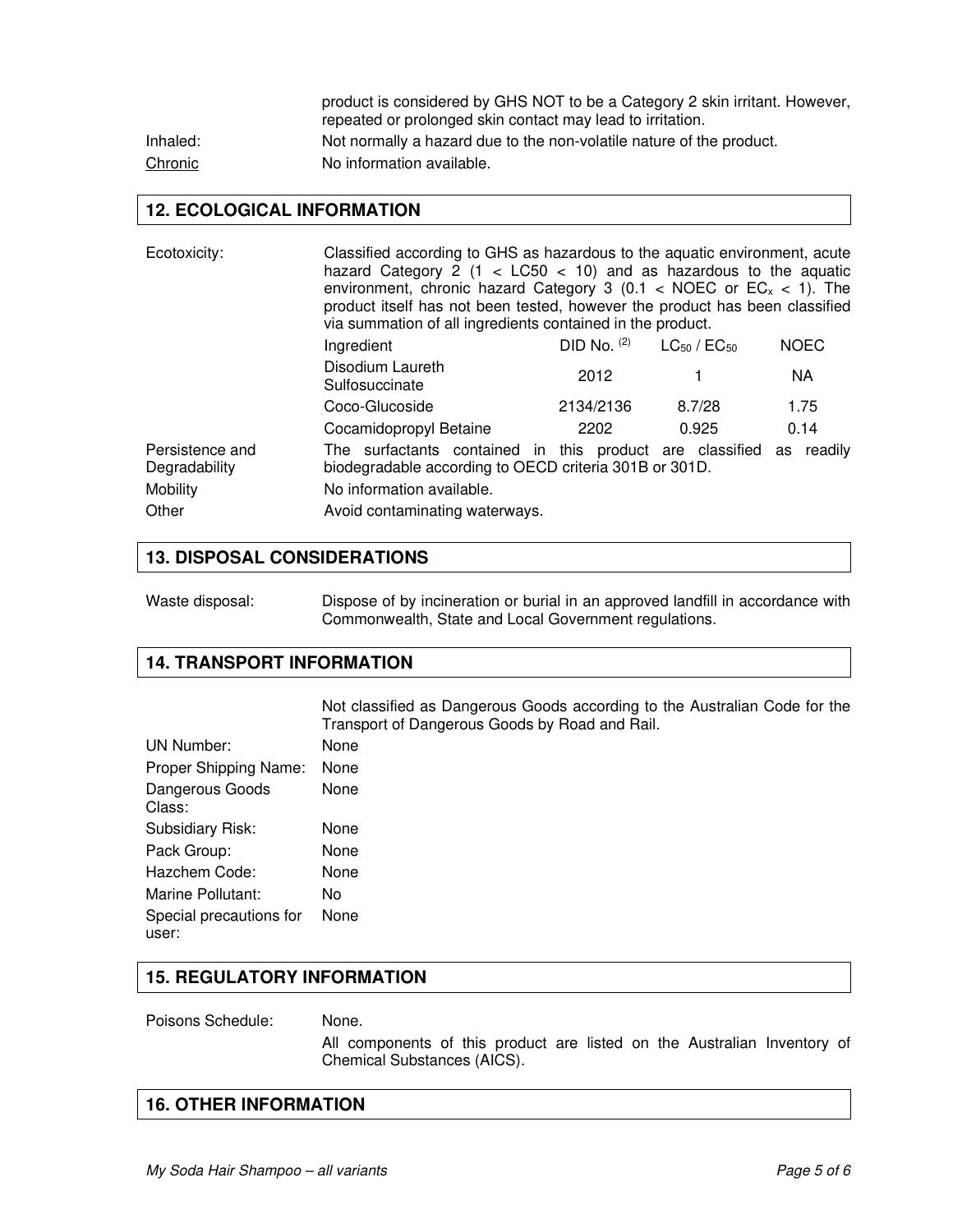product is considered by GHS NOT to be a Category 2 skin irritant. However, repeated or prolonged skin contact may lead to irritation.

Inhaled: Not normally a hazard due to the non-volatile nature of the product.

Chronic: No information available.

## 12. ECOLOGICAL INFORMATION

Ecotoxicity: Classified according to GHS as hazardous to the aquatic environment, acute hazard Category 2 ($1 < LC50 < 10$) and as hazardous to the aquatic environment, chronic hazard Category 3 ($0.1 <$ NOEC or $EC_x < 1$). The product itself has not been tested, however the product has been classified via summation of all ingredients contained in the product.

| Ingredient | DID No. [2] | $LC_{50}$ / $EC_{50}$ | NOEC |
|---|---|---|---|
| Disodium Laureth Sulfosuccinate | 2012 | 1 | NA |
| Coco-Glucoside | 2134/2136 | 8.7/28 | 1.75 |
| Cocamidopropyl Betaine | 2202 | 0.925 | 0.14 |

Persistence and Degradability: The surfactants contained in this product are classified as readily biodegradable according to OECD criteria 301B or 301D.

Mobility: No information available.

Other: Avoid contaminating waterways.

## 13. DISPOSAL CONSIDERATIONS

Waste disposal: Dispose of by incineration or burial in an approved landfill in accordance with Commonwealth, State and Local Government regulations.

## 14. TRANSPORT INFORMATION

Not classified as Dangerous Goods according to the Australian Code for the Transport of Dangerous Goods by Road and Rail.

UN Number: None

Proper Shipping Name: None

Dangerous Goods Class: None

Subsidiary Risk: None

Pack Group: None

Hazchem Code: None

Marine Pollutant: No

Special precautions for user: None

## 15. REGULATORY INFORMATION

Poisons Schedule: None.

All components of this product are listed on the Australian Inventory of Chemical Substances (AICS).

## 16. OTHER INFORMATION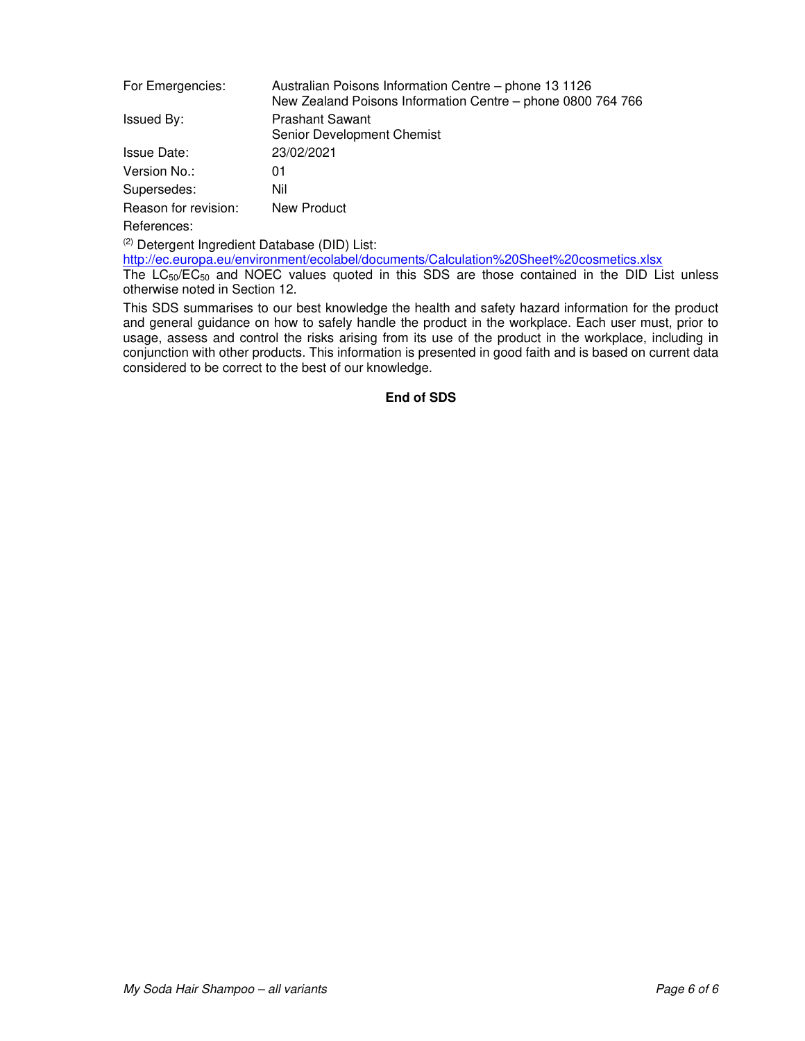| | |
|---|---|
| For Emergencies: | Australian Poisons Information Centre – phone 13 1126<br>New Zealand Poisons Information Centre – phone 0800 764 766 |
| Issued By: | Prashant Sawant<br>Senior Development Chemist |
| Issue Date: | 23/02/2021 |
| Version No.: | 01 |
| Supersedes: | Nil |
| Reason for revision: | New Product |

References:

[2] Detergent Ingredient Database (DID) List:
http://ec.europa.eu/environment/ecolabel/documents/Calculation%20Sheet%20cosmetics.xlsx
The $LC_{50}$/$EC_{50}$ and NOEC values quoted in this SDS are those contained in the DID List unless otherwise noted in Section 12.

This SDS summarises to our best knowledge the health and safety hazard information for the product and general guidance on how to safely handle the product in the workplace. Each user must, prior to usage, assess and control the risks arising from its use of the product in the workplace, including in conjunction with other products. This information is presented in good faith and is based on current data considered to be correct to the best of our knowledge.

**End of SDS**